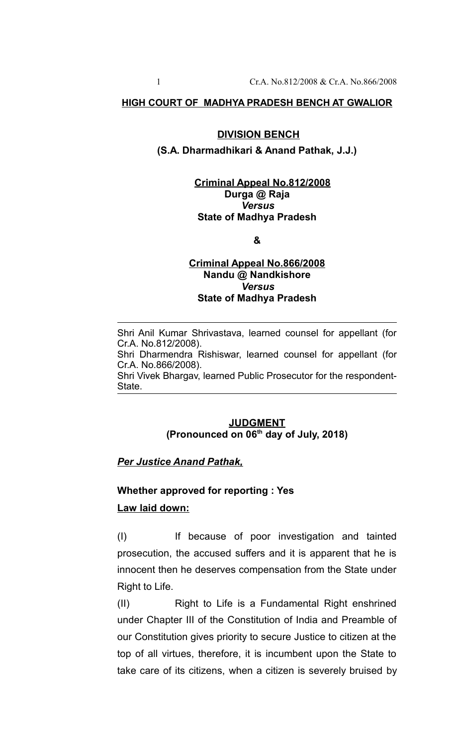**HIGH COURT OF MADHYA PRADESH BENCH AT GWALIOR**

**DIVISION BENCH**

**(S.A. Dharmadhikari & Anand Pathak, J.J.)**

**Criminal Appeal No.812/2008**
**Durga @ Raja**
***Versus***
**State of Madhya Pradesh**

**&**

**Criminal Appeal No.866/2008**
**Nandu @ Nandkishore**
***Versus***
**State of Madhya Pradesh**

---

Shri Anil Kumar Shrivastava, learned counsel for appellant (for Cr.A. No.812/2008).
Shri Dharmendra Rishiswar, learned counsel for appellant (for Cr.A. No.866/2008).
Shri Vivek Bhargav, learned Public Prosecutor for the respondent-State.

---

**JUDGMENT**
**(Pronounced on 06th day of July, 2018)**

***Per Justice Anand Pathak,***

**Whether approved for reporting : Yes**

**Law laid down:**

(I) If because of poor investigation and tainted prosecution, the accused suffers and it is apparent that he is innocent then he deserves compensation from the State under Right to Life.

(II) Right to Life is a Fundamental Right enshrined under Chapter III of the Constitution of India and Preamble of our Constitution gives priority to secure Justice to citizen at the top of all virtues, therefore, it is incumbent upon the State to take care of its citizens, when a citizen is severely bruised by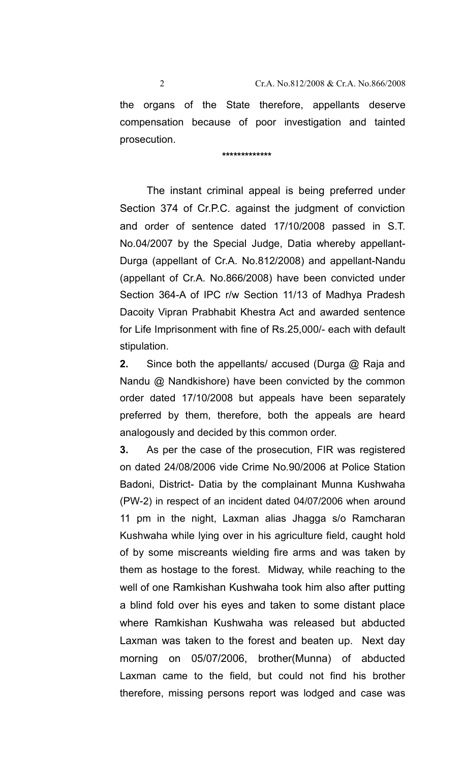the organs of the State therefore, appellants deserve compensation because of poor investigation and tainted prosecution.

*************

The instant criminal appeal is being preferred under Section 374 of Cr.P.C. against the judgment of conviction and order of sentence dated 17/10/2008 passed in S.T. No.04/2007 by the Special Judge, Datia whereby appellant-Durga (appellant of Cr.A. No.812/2008) and appellant-Nandu (appellant of Cr.A. No.866/2008) have been convicted under Section 364-A of IPC r/w Section 11/13 of Madhya Pradesh Dacoity Vipran Prabhabit Khestra Act and awarded sentence for Life Imprisonment with fine of Rs.25,000/- each with default stipulation.

**2.** Since both the appellants/ accused (Durga @ Raja and Nandu @ Nandkishore) have been convicted by the common order dated 17/10/2008 but appeals have been separately preferred by them, therefore, both the appeals are heard analogously and decided by this common order.

**3.** As per the case of the prosecution, FIR was registered on dated 24/08/2006 vide Crime No.90/2006 at Police Station Badoni, District- Datia by the complainant Munna Kushwaha (PW-2) in respect of an incident dated 04/07/2006 when around 11 pm in the night, Laxman alias Jhagga s/o Ramcharan Kushwaha while lying over in his agriculture field, caught hold of by some miscreants wielding fire arms and was taken by them as hostage to the forest. Midway, while reaching to the well of one Ramkishan Kushwaha took him also after putting a blind fold over his eyes and taken to some distant place where Ramkishan Kushwaha was released but abducted Laxman was taken to the forest and beaten up. Next day morning on 05/07/2006, brother(Munna) of abducted Laxman came to the field, but could not find his brother therefore, missing persons report was lodged and case was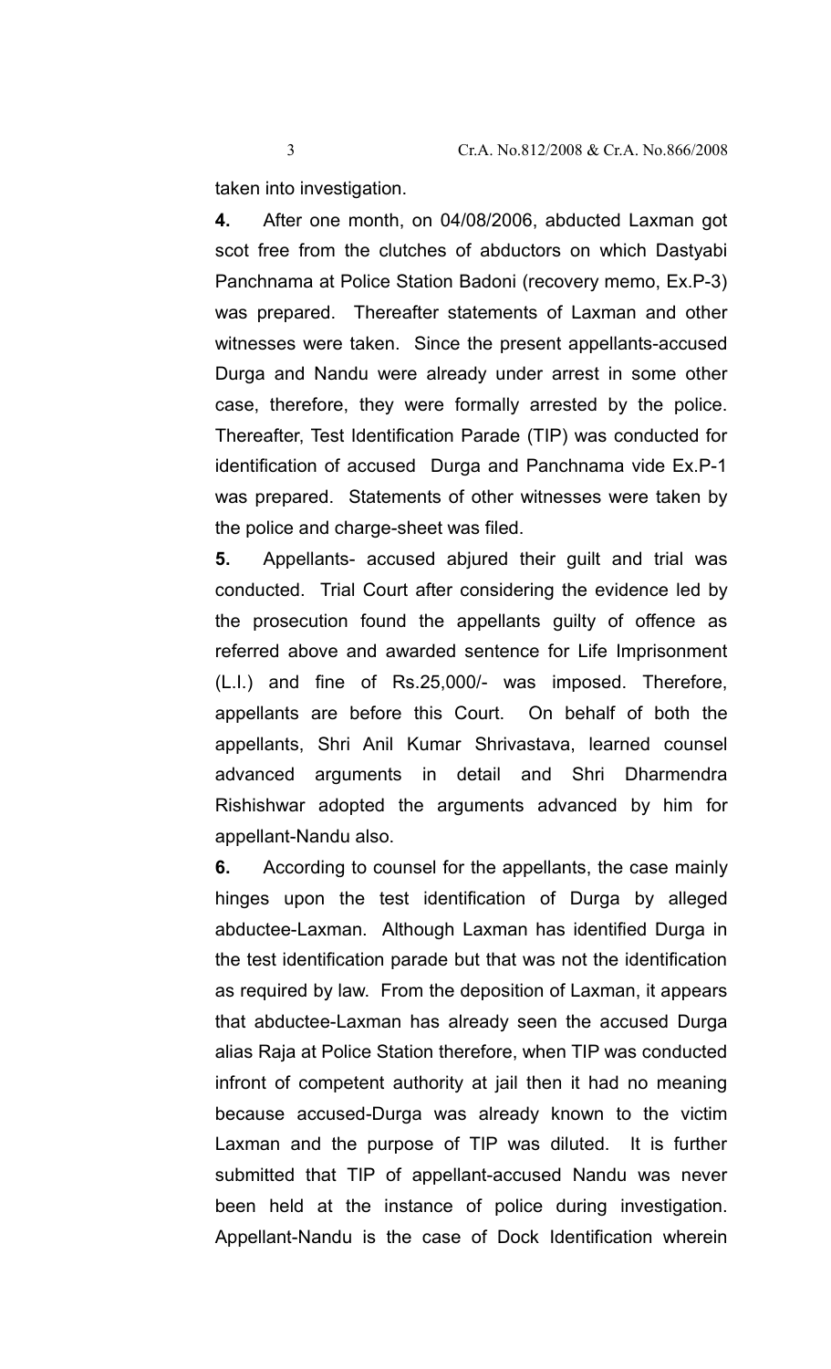taken into investigation.

**4.** After one month, on 04/08/2006, abducted Laxman got scot free from the clutches of abductors on which Dastyabi Panchnama at Police Station Badoni (recovery memo, Ex.P-3) was prepared. Thereafter statements of Laxman and other witnesses were taken. Since the present appellants-accused Durga and Nandu were already under arrest in some other case, therefore, they were formally arrested by the police. Thereafter, Test Identification Parade (TIP) was conducted for identification of accused Durga and Panchnama vide Ex.P-1 was prepared. Statements of other witnesses were taken by the police and charge-sheet was filed.

**5.** Appellants- accused abjured their guilt and trial was conducted. Trial Court after considering the evidence led by the prosecution found the appellants guilty of offence as referred above and awarded sentence for Life Imprisonment (L.I.) and fine of Rs.25,000/- was imposed. Therefore, appellants are before this Court. On behalf of both the appellants, Shri Anil Kumar Shrivastava, learned counsel advanced arguments in detail and Shri Dharmendra Rishishwar adopted the arguments advanced by him for appellant-Nandu also.

**6.** According to counsel for the appellants, the case mainly hinges upon the test identification of Durga by alleged abductee-Laxman. Although Laxman has identified Durga in the test identification parade but that was not the identification as required by law. From the deposition of Laxman, it appears that abductee-Laxman has already seen the accused Durga alias Raja at Police Station therefore, when TIP was conducted infront of competent authority at jail then it had no meaning because accused-Durga was already known to the victim Laxman and the purpose of TIP was diluted. It is further submitted that TIP of appellant-accused Nandu was never been held at the instance of police during investigation. Appellant-Nandu is the case of Dock Identification wherein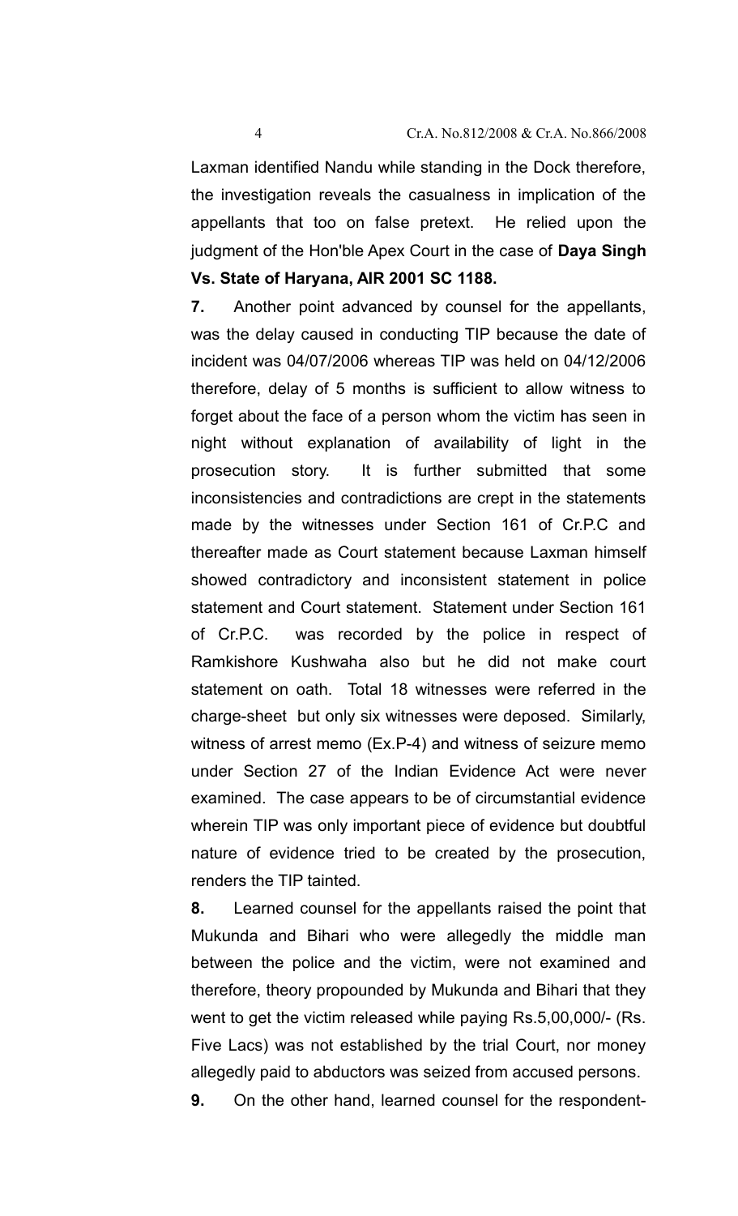Laxman identified Nandu while standing in the Dock therefore, the investigation reveals the casualness in implication of the appellants that too on false pretext. He relied upon the judgment of the Hon'ble Apex Court in the case of **Daya Singh Vs. State of Haryana, AIR 2001 SC 1188.**

**7.** Another point advanced by counsel for the appellants, was the delay caused in conducting TIP because the date of incident was 04/07/2006 whereas TIP was held on 04/12/2006 therefore, delay of 5 months is sufficient to allow witness to forget about the face of a person whom the victim has seen in night without explanation of availability of light in the prosecution story. It is further submitted that some inconsistencies and contradictions are crept in the statements made by the witnesses under Section 161 of Cr.P.C and thereafter made as Court statement because Laxman himself showed contradictory and inconsistent statement in police statement and Court statement. Statement under Section 161 of Cr.P.C. was recorded by the police in respect of Ramkishore Kushwaha also but he did not make court statement on oath. Total 18 witnesses were referred in the charge-sheet but only six witnesses were deposed. Similarly, witness of arrest memo (Ex.P-4) and witness of seizure memo under Section 27 of the Indian Evidence Act were never examined. The case appears to be of circumstantial evidence wherein TIP was only important piece of evidence but doubtful nature of evidence tried to be created by the prosecution, renders the TIP tainted.

**8.** Learned counsel for the appellants raised the point that Mukunda and Bihari who were allegedly the middle man between the police and the victim, were not examined and therefore, theory propounded by Mukunda and Bihari that they went to get the victim released while paying Rs.5,00,000/- (Rs. Five Lacs) was not established by the trial Court, nor money allegedly paid to abductors was seized from accused persons.

**9.** On the other hand, learned counsel for the respondent-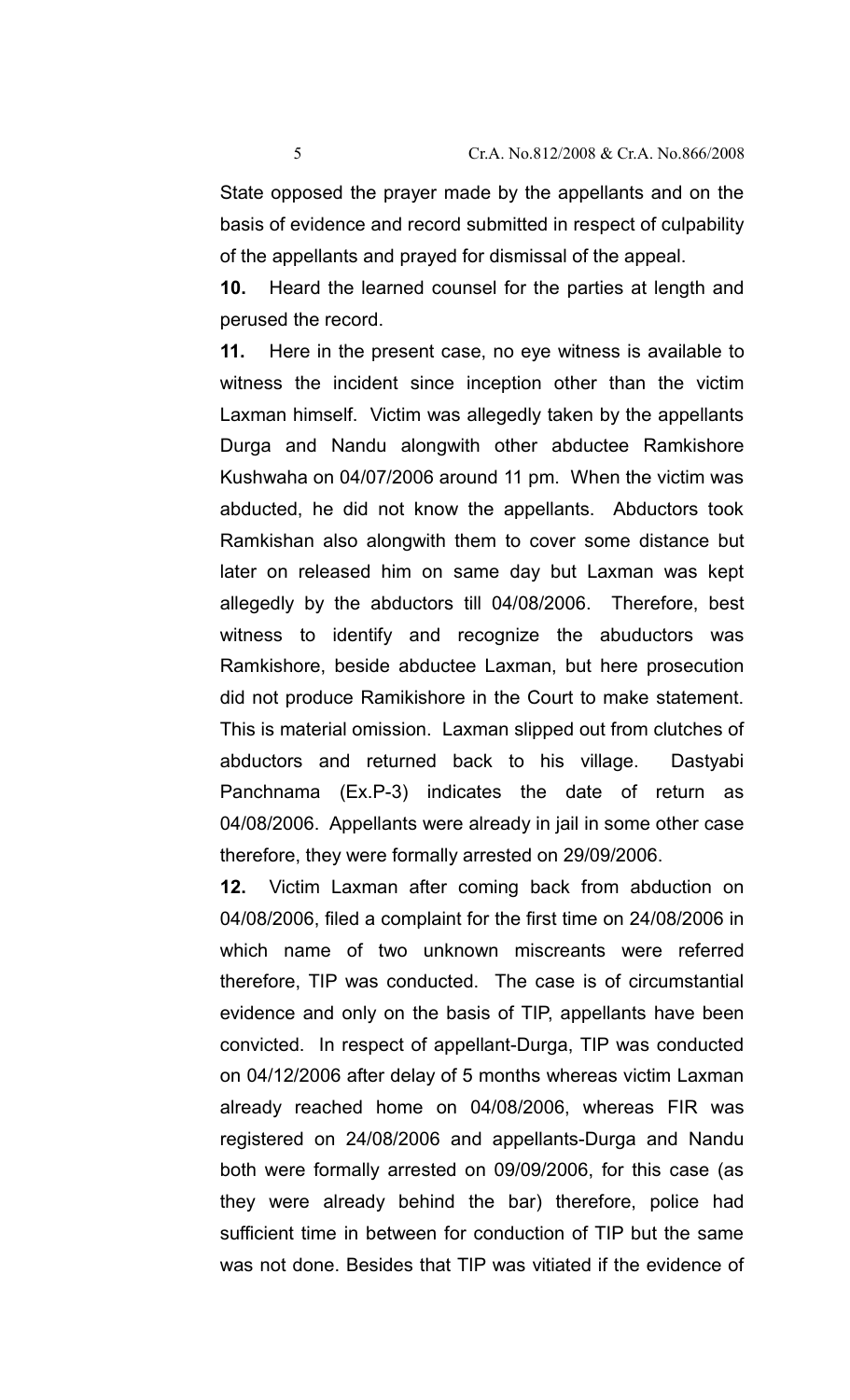State opposed the prayer made by the appellants and on the basis of evidence and record submitted in respect of culpability of the appellants and prayed for dismissal of the appeal.

**10.** Heard the learned counsel for the parties at length and perused the record.

**11.** Here in the present case, no eye witness is available to witness the incident since inception other than the victim Laxman himself. Victim was allegedly taken by the appellants Durga and Nandu alongwith other abductee Ramkishore Kushwaha on 04/07/2006 around 11 pm. When the victim was abducted, he did not know the appellants. Abductors took Ramkishan also alongwith them to cover some distance but later on released him on same day but Laxman was kept allegedly by the abductors till 04/08/2006. Therefore, best witness to identify and recognize the abuductors was Ramkishore, beside abductee Laxman, but here prosecution did not produce Ramikishore in the Court to make statement. This is material omission. Laxman slipped out from clutches of abductors and returned back to his village. Dastyabi Panchnama (Ex.P-3) indicates the date of return as 04/08/2006. Appellants were already in jail in some other case therefore, they were formally arrested on 29/09/2006.

**12.** Victim Laxman after coming back from abduction on 04/08/2006, filed a complaint for the first time on 24/08/2006 in which name of two unknown miscreants were referred therefore, TIP was conducted. The case is of circumstantial evidence and only on the basis of TIP, appellants have been convicted. In respect of appellant-Durga, TIP was conducted on 04/12/2006 after delay of 5 months whereas victim Laxman already reached home on 04/08/2006, whereas FIR was registered on 24/08/2006 and appellants-Durga and Nandu both were formally arrested on 09/09/2006, for this case (as they were already behind the bar) therefore, police had sufficient time in between for conduction of TIP but the same was not done. Besides that TIP was vitiated if the evidence of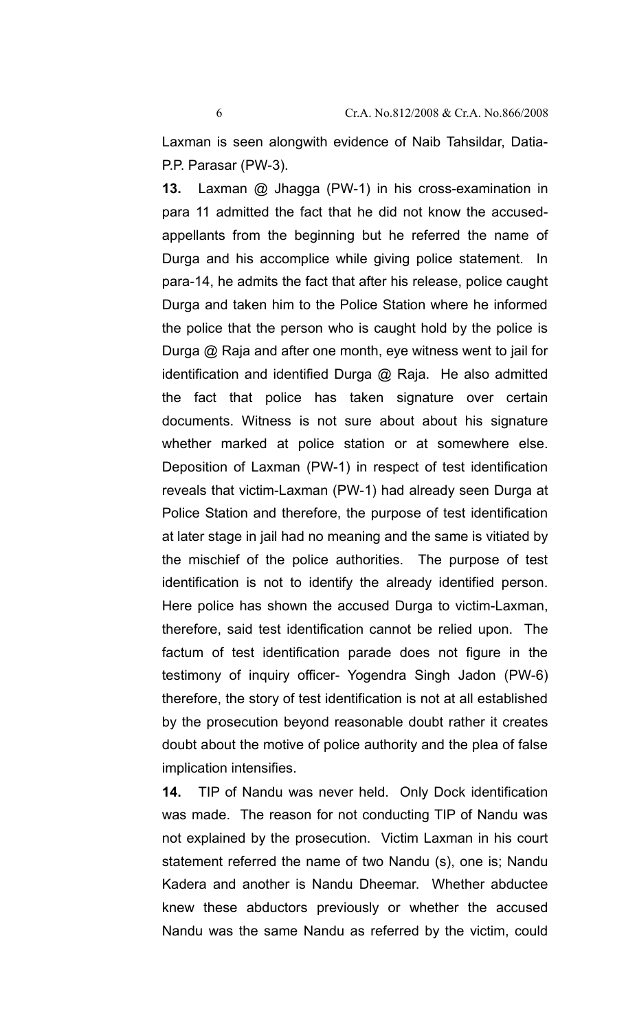Laxman is seen alongwith evidence of Naib Tahsildar, Datia-P.P. Parasar (PW-3).

**13.** Laxman @ Jhagga (PW-1) in his cross-examination in para 11 admitted the fact that he did not know the accused-appellants from the beginning but he referred the name of Durga and his accomplice while giving police statement. In para-14, he admits the fact that after his release, police caught Durga and taken him to the Police Station where he informed the police that the person who is caught hold by the police is Durga @ Raja and after one month, eye witness went to jail for identification and identified Durga @ Raja. He also admitted the fact that police has taken signature over certain documents. Witness is not sure about about his signature whether marked at police station or at somewhere else. Deposition of Laxman (PW-1) in respect of test identification reveals that victim-Laxman (PW-1) had already seen Durga at Police Station and therefore, the purpose of test identification at later stage in jail had no meaning and the same is vitiated by the mischief of the police authorities. The purpose of test identification is not to identify the already identified person. Here police has shown the accused Durga to victim-Laxman, therefore, said test identification cannot be relied upon. The factum of test identification parade does not figure in the testimony of inquiry officer- Yogendra Singh Jadon (PW-6) therefore, the story of test identification is not at all established by the prosecution beyond reasonable doubt rather it creates doubt about the motive of police authority and the plea of false implication intensifies.

**14.** TIP of Nandu was never held. Only Dock identification was made. The reason for not conducting TIP of Nandu was not explained by the prosecution. Victim Laxman in his court statement referred the name of two Nandu (s), one is; Nandu Kadera and another is Nandu Dheemar. Whether abductee knew these abductors previously or whether the accused Nandu was the same Nandu as referred by the victim, could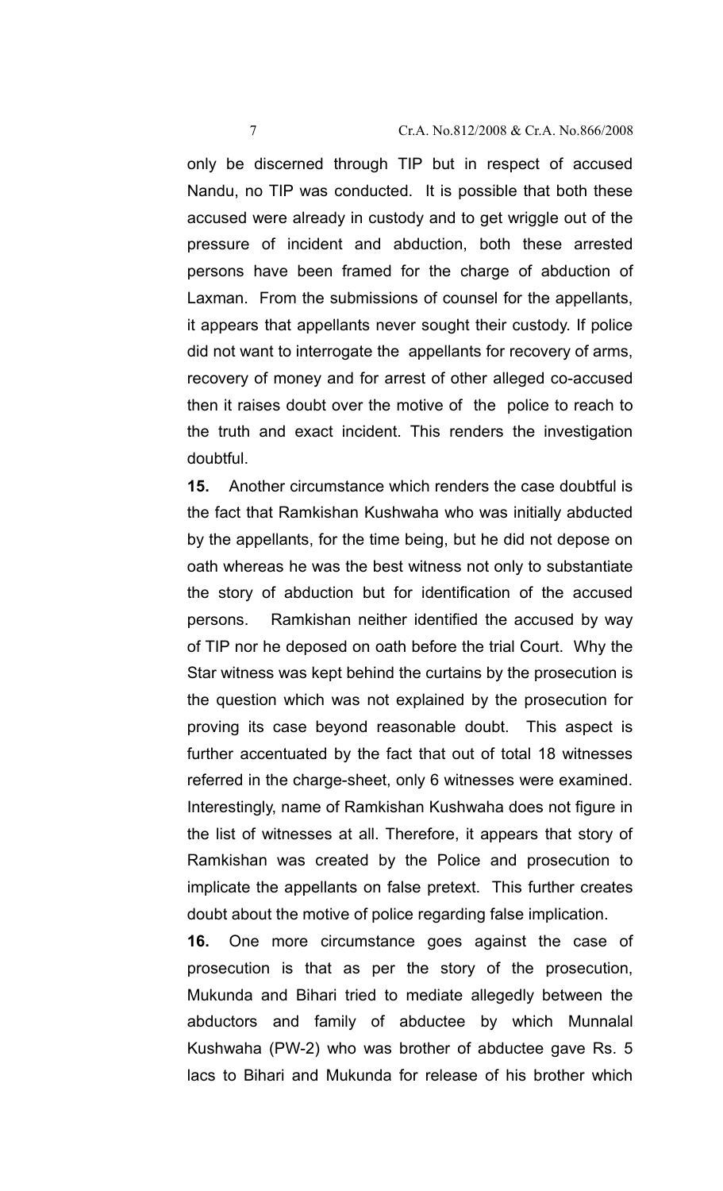only be discerned through TIP but in respect of accused Nandu, no TIP was conducted. It is possible that both these accused were already in custody and to get wriggle out of the pressure of incident and abduction, both these arrested persons have been framed for the charge of abduction of Laxman. From the submissions of counsel for the appellants, it appears that appellants never sought their custody. If police did not want to interrogate the appellants for recovery of arms, recovery of money and for arrest of other alleged co-accused then it raises doubt over the motive of the police to reach to the truth and exact incident. This renders the investigation doubtful.

**15.** Another circumstance which renders the case doubtful is the fact that Ramkishan Kushwaha who was initially abducted by the appellants, for the time being, but he did not depose on oath whereas he was the best witness not only to substantiate the story of abduction but for identification of the accused persons. Ramkishan neither identified the accused by way of TIP nor he deposed on oath before the trial Court. Why the Star witness was kept behind the curtains by the prosecution is the question which was not explained by the prosecution for proving its case beyond reasonable doubt. This aspect is further accentuated by the fact that out of total 18 witnesses referred in the charge-sheet, only 6 witnesses were examined. Interestingly, name of Ramkishan Kushwaha does not figure in the list of witnesses at all. Therefore, it appears that story of Ramkishan was created by the Police and prosecution to implicate the appellants on false pretext. This further creates doubt about the motive of police regarding false implication.

**16.** One more circumstance goes against the case of prosecution is that as per the story of the prosecution, Mukunda and Bihari tried to mediate allegedly between the abductors and family of abductee by which Munnalal Kushwaha (PW-2) who was brother of abductee gave Rs. 5 lacs to Bihari and Mukunda for release of his brother which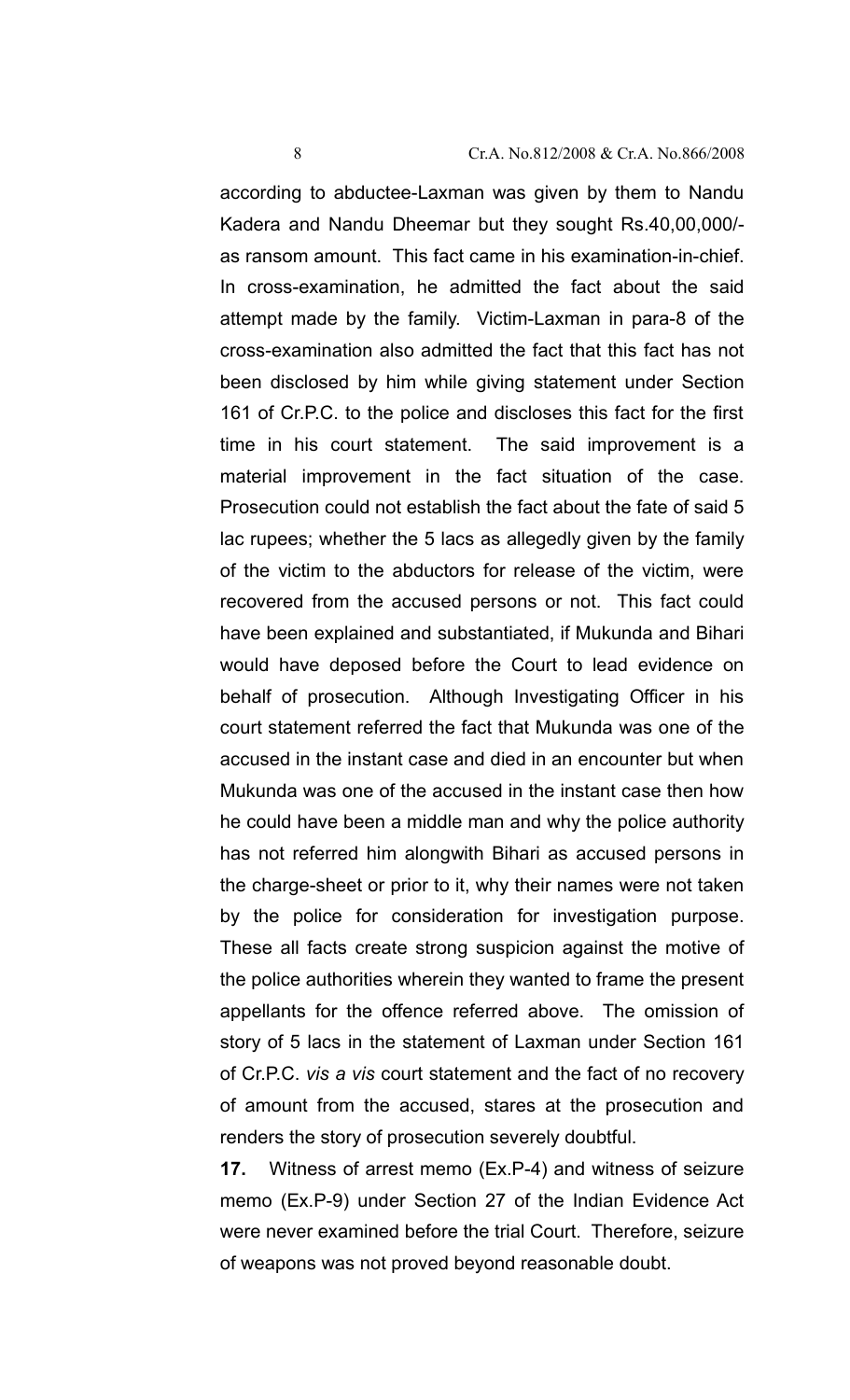according to abductee-Laxman was given by them to Nandu Kadera and Nandu Dheemar but they sought Rs.40,00,000/- as ransom amount. This fact came in his examination-in-chief. In cross-examination, he admitted the fact about the said attempt made by the family. Victim-Laxman in para-8 of the cross-examination also admitted the fact that this fact has not been disclosed by him while giving statement under Section 161 of Cr.P.C. to the police and discloses this fact for the first time in his court statement. The said improvement is a material improvement in the fact situation of the case. Prosecution could not establish the fact about the fate of said 5 lac rupees; whether the 5 lacs as allegedly given by the family of the victim to the abductors for release of the victim, were recovered from the accused persons or not. This fact could have been explained and substantiated, if Mukunda and Bihari would have deposed before the Court to lead evidence on behalf of prosecution. Although Investigating Officer in his court statement referred the fact that Mukunda was one of the accused in the instant case and died in an encounter but when Mukunda was one of the accused in the instant case then how he could have been a middle man and why the police authority has not referred him alongwith Bihari as accused persons in the charge-sheet or prior to it, why their names were not taken by the police for consideration for investigation purpose. These all facts create strong suspicion against the motive of the police authorities wherein they wanted to frame the present appellants for the offence referred above. The omission of story of 5 lacs in the statement of Laxman under Section 161 of Cr.P.C. *vis a vis* court statement and the fact of no recovery of amount from the accused, stares at the prosecution and renders the story of prosecution severely doubtful.

**17.** Witness of arrest memo (Ex.P-4) and witness of seizure memo (Ex.P-9) under Section 27 of the Indian Evidence Act were never examined before the trial Court. Therefore, seizure of weapons was not proved beyond reasonable doubt.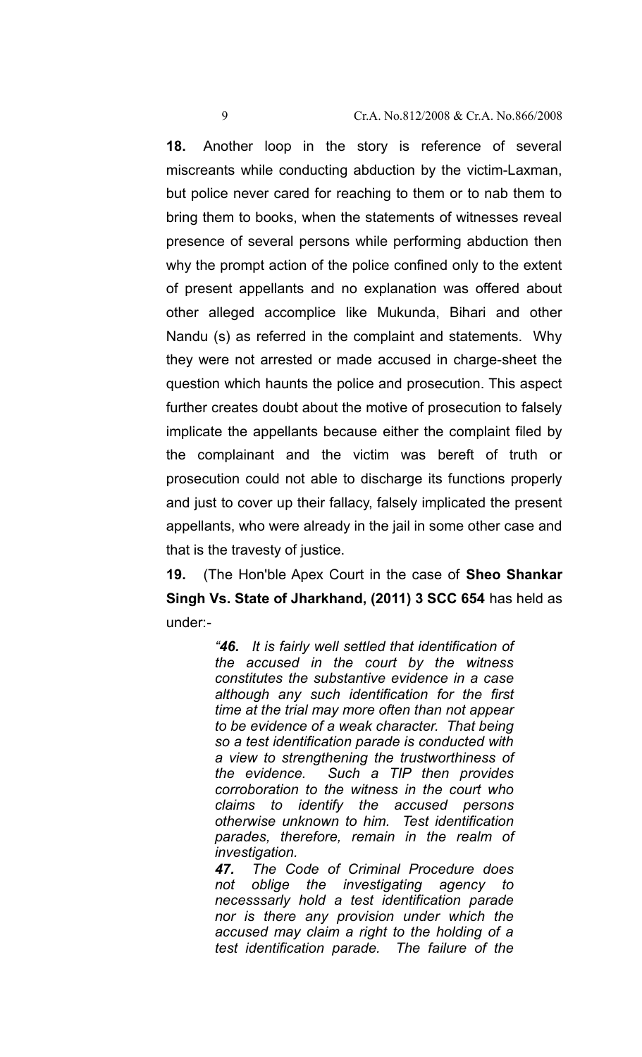**18.** Another loop in the story is reference of several miscreants while conducting abduction by the victim-Laxman, but police never cared for reaching to them or to nab them to bring them to books, when the statements of witnesses reveal presence of several persons while performing abduction then why the prompt action of the police confined only to the extent of present appellants and no explanation was offered about other alleged accomplice like Mukunda, Bihari and other Nandu (s) as referred in the complaint and statements. Why they were not arrested or made accused in charge-sheet the question which haunts the police and prosecution. This aspect further creates doubt about the motive of prosecution to falsely implicate the appellants because either the complaint filed by the complainant and the victim was bereft of truth or prosecution could not able to discharge its functions properly and just to cover up their fallacy, falsely implicated the present appellants, who were already in the jail in some other case and that is the travesty of justice.

**19.** (The Hon'ble Apex Court in the case of **Sheo Shankar Singh Vs. State of Jharkhand, (2011) 3 SCC 654** has held as under:-

> *"**46.** It is fairly well settled that identification of the accused in the court by the witness constitutes the substantive evidence in a case although any such identification for the first time at the trial may more often than not appear to be evidence of a weak character. That being so a test identification parade is conducted with a view to strengthening the trustworthiness of the evidence. Such a TIP then provides corroboration to the witness in the court who claims to identify the accused persons otherwise unknown to him. Test identification parades, therefore, remain in the realm of investigation.*
>
> ***47.** The Code of Criminal Procedure does not oblige the investigating agency to necesssarly hold a test identification parade nor is there any provision under which the accused may claim a right to the holding of a test identification parade. The failure of the*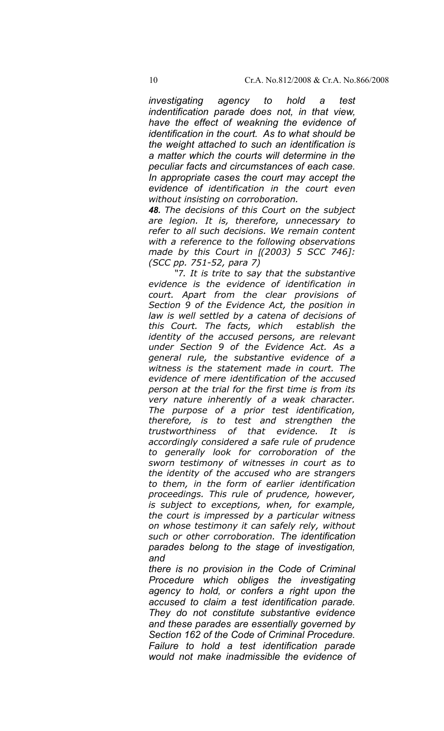*investigating agency to hold a test indentification parade does not, in that view, have the effect of weakning the evidence of identification in the court. As to what should be the weight attached to such an identification is a matter which the courts will determine in the peculiar facts and circumstances of each case. In appropriate cases the court may accept the evidence of identification in the court even without insisting on corroboration.*

***48.*** *The decisions of this Court on the subject are legion. It is, therefore, unnecessary to refer to all such decisions. We remain content with a reference to the following observations made by this Court in [(2003) 5 SCC 746]: (SCC pp. 751-52, para 7)*

*"7. It is trite to say that the substantive evidence is the evidence of identification in court. Apart from the clear provisions of Section 9 of the Evidence Act, the position in law is well settled by a catena of decisions of this Court. The facts, which establish the identity of the accused persons, are relevant under Section 9 of the Evidence Act. As a general rule, the substantive evidence of a witness is the statement made in court. The evidence of mere identification of the accused person at the trial for the first time is from its very nature inherently of a weak character. The purpose of a prior test identification, therefore, is to test and strengthen the trustworthiness of that evidence. It is accordingly considered a safe rule of prudence to generally look for corroboration of the sworn testimony of witnesses in court as to the identity of the accused who are strangers to them, in the form of earlier identification proceedings. This rule of prudence, however, is subject to exceptions, when, for example, the court is impressed by a particular witness on whose testimony it can safely rely, without such or other corroboration. The identification parades belong to the stage of investigation, and there is no provision in the Code of Criminal Procedure which obliges the investigating agency to hold, or confers a right upon the accused to claim a test identification parade. They do not constitute substantive evidence and these parades are essentially governed by Section 162 of the Code of Criminal Procedure. Failure to hold a test identification parade would not make inadmissible the evidence of*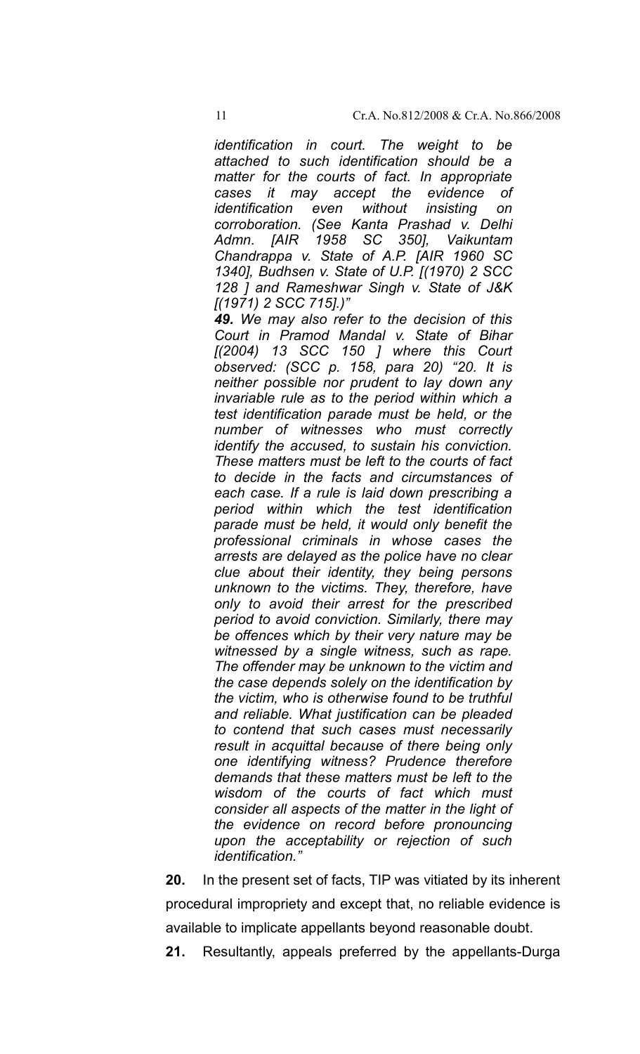*identification in court. The weight to be attached to such identification should be a matter for the courts of fact. In appropriate cases it may accept the evidence of identification even without insisting on corroboration. (See Kanta Prashad v. Delhi Admn. [AIR 1958 SC 350], Vaikuntam Chandrappa v. State of A.P. [AIR 1960 SC 1340], Budhsen v. State of U.P. [(1970) 2 SCC 128 ] and Rameshwar Singh v. State of J&K [(1971) 2 SCC 715].)"*

***49.*** *We may also refer to the decision of this Court in Pramod Mandal v. State of Bihar [(2004) 13 SCC 150 ] where this Court observed: (SCC p. 158, para 20) "20. It is neither possible nor prudent to lay down any invariable rule as to the period within which a test identification parade must be held, or the number of witnesses who must correctly identify the accused, to sustain his conviction. These matters must be left to the courts of fact to decide in the facts and circumstances of each case. If a rule is laid down prescribing a period within which the test identification parade must be held, it would only benefit the professional criminals in whose cases the arrests are delayed as the police have no clear clue about their identity, they being persons unknown to the victims. They, therefore, have only to avoid their arrest for the prescribed period to avoid conviction. Similarly, there may be offences which by their very nature may be witnessed by a single witness, such as rape. The offender may be unknown to the victim and the case depends solely on the identification by the victim, who is otherwise found to be truthful and reliable. What justification can be pleaded to contend that such cases must necessarily result in acquittal because of there being only one identifying witness? Prudence therefore demands that these matters must be left to the wisdom of the courts of fact which must consider all aspects of the matter in the light of the evidence on record before pronouncing upon the acceptability or rejection of such identification."*

**20.** In the present set of facts, TIP was vitiated by its inherent procedural impropriety and except that, no reliable evidence is available to implicate appellants beyond reasonable doubt.

**21.** Resultantly, appeals preferred by the appellants-Durga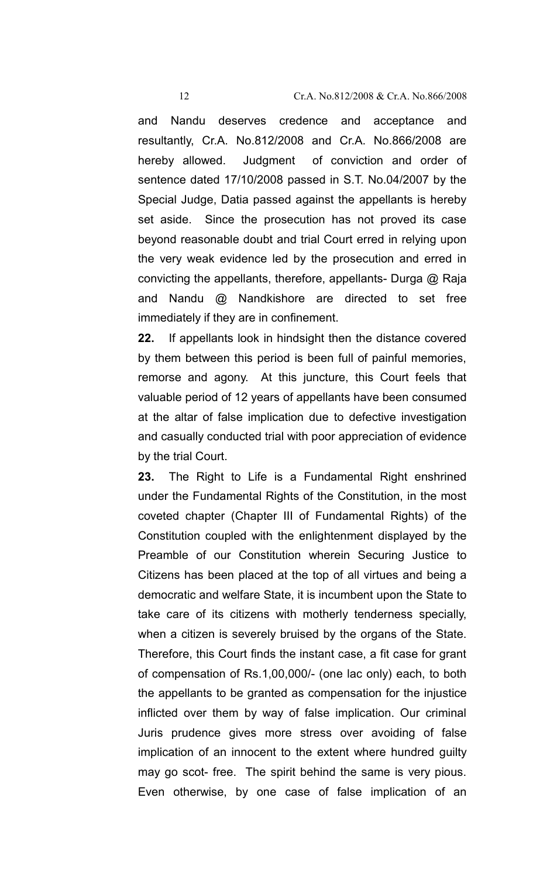and Nandu deserves credence and acceptance and resultantly, Cr.A. No.812/2008 and Cr.A. No.866/2008 are hereby allowed. Judgment of conviction and order of sentence dated 17/10/2008 passed in S.T. No.04/2007 by the Special Judge, Datia passed against the appellants is hereby set aside. Since the prosecution has not proved its case beyond reasonable doubt and trial Court erred in relying upon the very weak evidence led by the prosecution and erred in convicting the appellants, therefore, appellants- Durga @ Raja and Nandu @ Nandkishore are directed to set free immediately if they are in confinement.

**22.** If appellants look in hindsight then the distance covered by them between this period is been full of painful memories, remorse and agony. At this juncture, this Court feels that valuable period of 12 years of appellants have been consumed at the altar of false implication due to defective investigation and casually conducted trial with poor appreciation of evidence by the trial Court.

**23.** The Right to Life is a Fundamental Right enshrined under the Fundamental Rights of the Constitution, in the most coveted chapter (Chapter III of Fundamental Rights) of the Constitution coupled with the enlightenment displayed by the Preamble of our Constitution wherein Securing Justice to Citizens has been placed at the top of all virtues and being a democratic and welfare State, it is incumbent upon the State to take care of its citizens with motherly tenderness specially, when a citizen is severely bruised by the organs of the State. Therefore, this Court finds the instant case, a fit case for grant of compensation of Rs.1,00,000/- (one lac only) each, to both the appellants to be granted as compensation for the injustice inflicted over them by way of false implication. Our criminal Juris prudence gives more stress over avoiding of false implication of an innocent to the extent where hundred guilty may go scot- free. The spirit behind the same is very pious. Even otherwise, by one case of false implication of an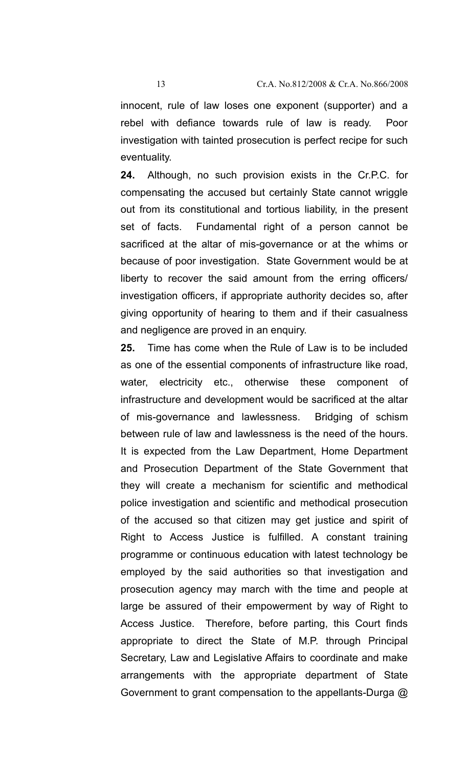innocent, rule of law loses one exponent (supporter) and a rebel with defiance towards rule of law is ready. Poor investigation with tainted prosecution is perfect recipe for such eventuality.

**24.** Although, no such provision exists in the Cr.P.C. for compensating the accused but certainly State cannot wriggle out from its constitutional and tortious liability, in the present set of facts. Fundamental right of a person cannot be sacrificed at the altar of mis-governance or at the whims or because of poor investigation. State Government would be at liberty to recover the said amount from the erring officers/ investigation officers, if appropriate authority decides so, after giving opportunity of hearing to them and if their casualness and negligence are proved in an enquiry.

**25.** Time has come when the Rule of Law is to be included as one of the essential components of infrastructure like road, water, electricity etc., otherwise these component of infrastructure and development would be sacrificed at the altar of mis-governance and lawlessness. Bridging of schism between rule of law and lawlessness is the need of the hours. It is expected from the Law Department, Home Department and Prosecution Department of the State Government that they will create a mechanism for scientific and methodical police investigation and scientific and methodical prosecution of the accused so that citizen may get justice and spirit of Right to Access Justice is fulfilled. A constant training programme or continuous education with latest technology be employed by the said authorities so that investigation and prosecution agency may march with the time and people at large be assured of their empowerment by way of Right to Access Justice. Therefore, before parting, this Court finds appropriate to direct the State of M.P. through Principal Secretary, Law and Legislative Affairs to coordinate and make arrangements with the appropriate department of State Government to grant compensation to the appellants-Durga @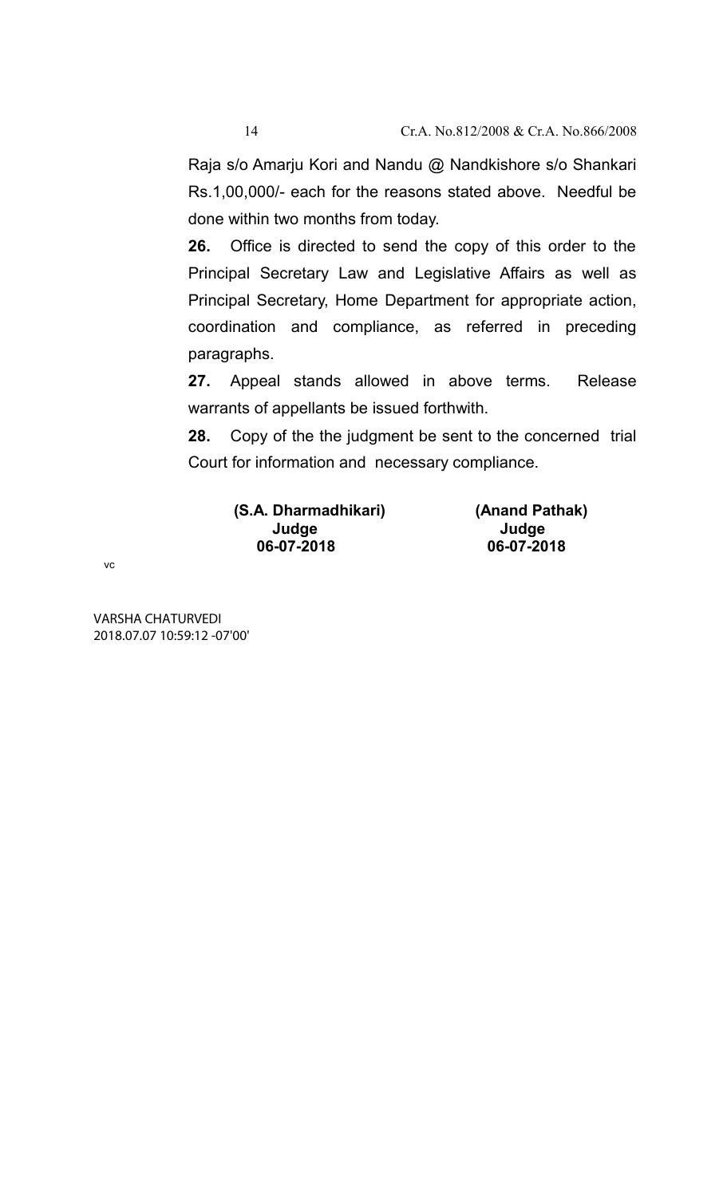Raja s/o Amarju Kori and Nandu @ Nandkishore s/o Shankari Rs.1,00,000/- each for the reasons stated above. Needful be done within two months from today.

**26.** Office is directed to send the copy of this order to the Principal Secretary Law and Legislative Affairs as well as Principal Secretary, Home Department for appropriate action, coordination and compliance, as referred in preceding paragraphs.

**27.** Appeal stands allowed in above terms. Release warrants of appellants be issued forthwith.

**28.** Copy of the the judgment be sent to the concerned trial Court for information and necessary compliance.

| | |
|---|---|
| **(S.A. Dharmadhikari)** | **(Anand Pathak)** |
| **Judge** | **Judge** |
| **06-07-2018** | **06-07-2018** |

vc

VARSHA CHATURVEDI
2018.07.07 10:59:12 -07'00'